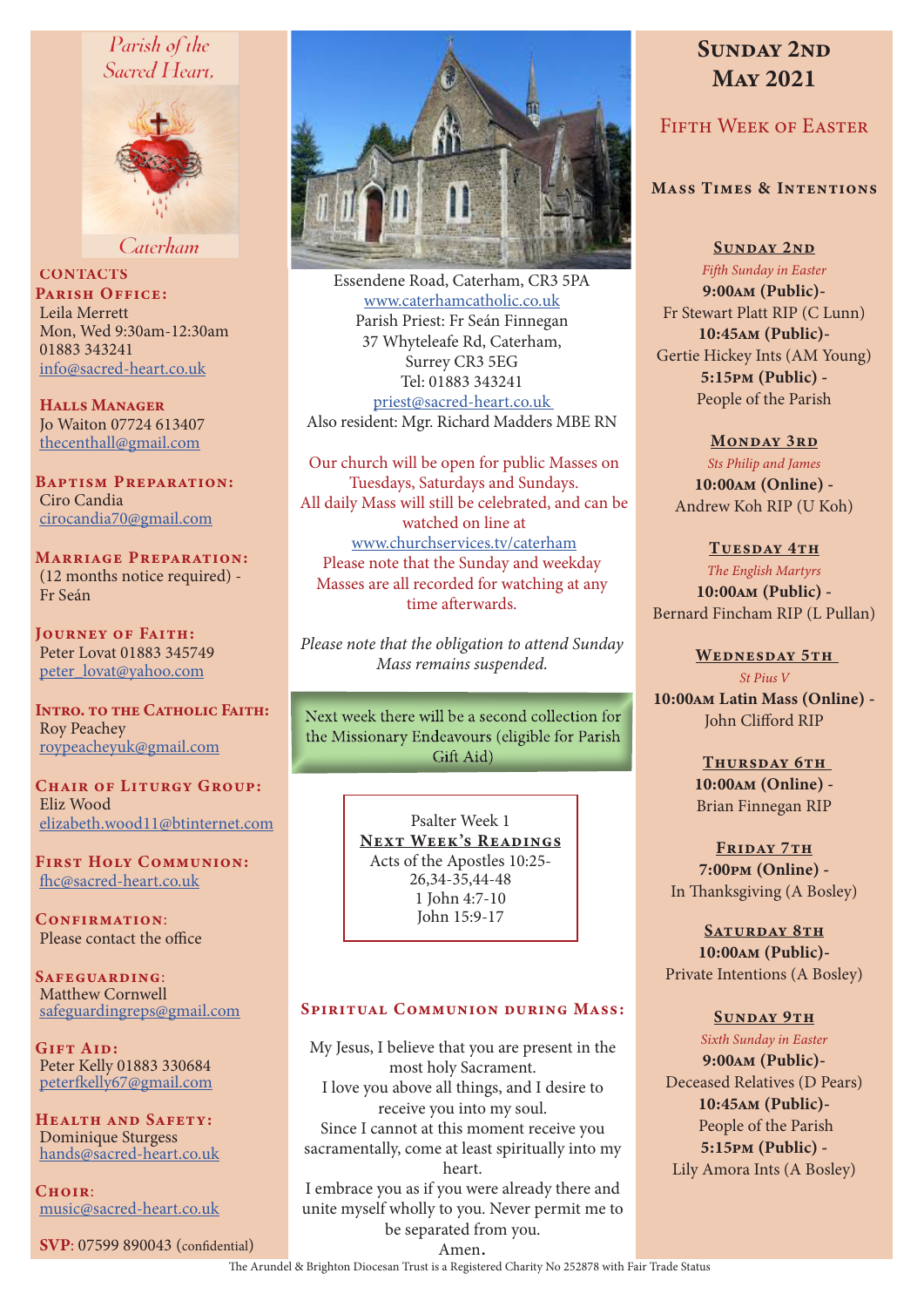Parish of the Sacred Heart, Caterham

### CONTACTS

**PARISH OFFICE:**
Leila Merrett
Mon, Wed 9:30am-12:30am
01883 343241
info@sacred-heart.co.uk

**HALLS MANAGER**
Jo Waiton 07724 613407
thecenthall@gmail.com

**BAPTISM PREPARATION:**
Ciro Candia
cirocandia70@gmail.com

**MARRIAGE PREPARATION:**
(12 months notice required) - Fr Seán

**JOURNEY OF FAITH:**
Peter Lovat 01883 345749
peter_lovat@yahoo.com

**INTRO. TO THE CATHOLIC FAITH:**
Roy Peachey
roypeacheyuk@gmail.com

**CHAIR OF LITURGY GROUP:**
Eliz Wood
elizabeth.wood11@btinternet.com

**FIRST HOLY COMMUNION:**
fhc@sacred-heart.co.uk

**CONFIRMATION:**
Please contact the office

**SAFEGUARDING:**
Matthew Cornwell
safeguardingreps@gmail.com

**GIFT AID:**
Peter Kelly 01883 330684
peterfkelly67@gmail.com

**HEALTH AND SAFETY:**
Dominique Sturgess
hands@sacred-heart.co.uk

**CHOIR:**
music@sacred-heart.co.uk

**SVP**: 07599 890043 (confidential)

Essendene Road, Caterham, CR3 5PA
www.caterhamcatholic.co.uk
Parish Priest: Fr Seán Finnegan
37 Whyteleafe Rd, Caterham,
Surrey CR3 5EG
Tel: 01883 343241
priest@sacred-heart.co.uk
Also resident: Mgr. Richard Madders MBE RN

Our church will be open for public Masses on Tuesdays, Saturdays and Sundays.
All daily Mass will still be celebrated, and can be watched on line at
www.churchservices.tv/caterham
Please note that the Sunday and weekday Masses are all recorded for watching at any time afterwards.

*Please note that the obligation to attend Sunday Mass remains suspended.*

Next week there will be a second collection for the Missionary Endeavours (eligible for Parish Gift Aid)

Psalter Week 1
**NEXT WEEK'S READINGS**
Acts of the Apostles 10:25-26,34-35,44-48
1 John 4:7-10
John 15:9-17

### SPIRITUAL COMMUNION DURING MASS:

My Jesus, I believe that you are present in the most holy Sacrament.
I love you above all things, and I desire to receive you into my soul.
Since I cannot at this moment receive you sacramentally, come at least spiritually into my heart.
I embrace you as if you were already there and unite myself wholly to you. Never permit me to be separated from you.
Amen.

# SUNDAY 2ND MAY 2021

## FIFTH WEEK OF EASTER

### MASS TIMES & INTENTIONS

**SUNDAY 2ND**
*Fifth Sunday in Easter*
**9:00AM (Public)**-
Fr Stewart Platt RIP (C Lunn)
**10:45AM (Public)**-
Gertie Hickey Ints (AM Young)
**5:15PM (Public)** -
People of the Parish

**MONDAY 3RD**
*Sts Philip and James*
**10:00AM (Online)** -
Andrew Koh RIP (U Koh)

**TUESDAY 4TH**
*The English Martyrs*
**10:00AM (Public)** -
Bernard Fincham RIP (L Pullan)

**WEDNESDAY 5TH**
*St Pius V*
**10:00AM Latin Mass (Online)** -
John Clifford RIP

**THURSDAY 6TH**
**10:00AM (Online)** -
Brian Finnegan RIP

**FRIDAY 7TH**
**7:00PM (Online)** -
In Thanksgiving (A Bosley)

**SATURDAY 8TH**
**10:00AM (Public)**-
Private Intentions (A Bosley)

**SUNDAY 9TH**
*Sixth Sunday in Easter*
**9:00AM (Public)**-
Deceased Relatives (D Pears)
**10:45AM (Public)**-
People of the Parish
**5:15PM (Public)** -
Lily Amora Ints (A Bosley)

The Arundel & Brighton Diocesan Trust is a Registered Charity No 252878 with Fair Trade Status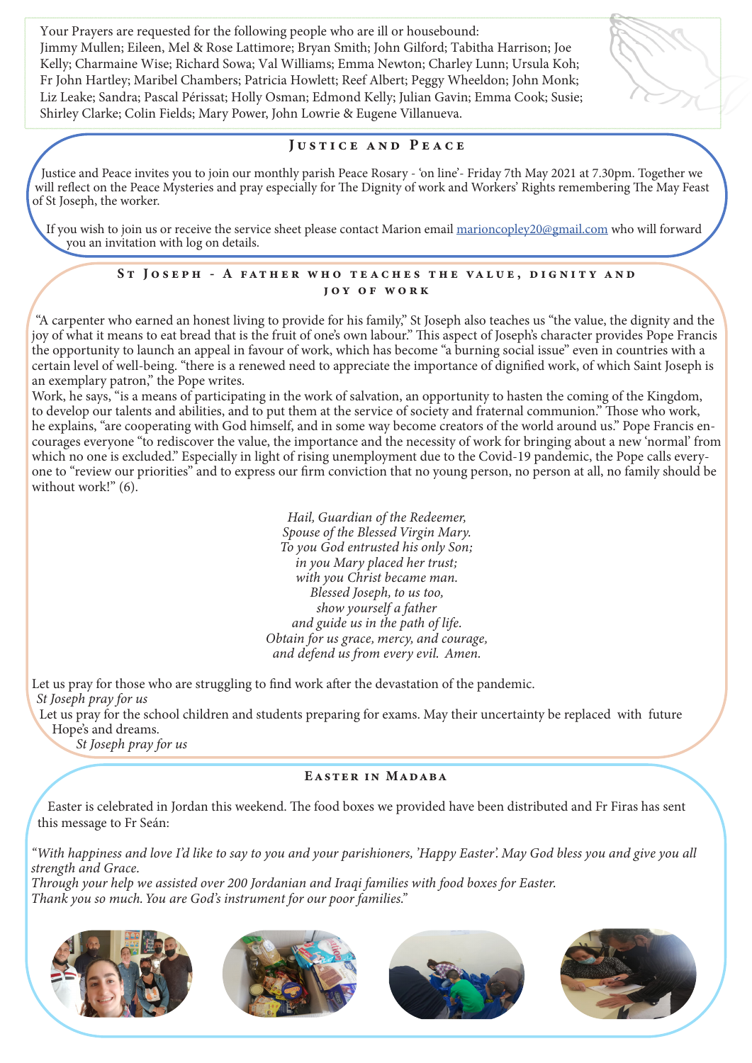Your Prayers are requested for the following people who are ill or housebound: Jimmy Mullen; Eileen, Mel & Rose Lattimore; Bryan Smith; John Gilford; Tabitha Harrison; Joe Kelly; Charmaine Wise; Richard Sowa; Val Williams; Emma Newton; Charley Lunn; Ursula Koh; Fr John Hartley; Maribel Chambers; Patricia Howlett; Reef Albert; Peggy Wheeldon; John Monk; Liz Leake; Sandra; Pascal Périssat; Holly Osman; Edmond Kelly; Julian Gavin; Emma Cook; Susie; Shirley Clarke; Colin Fields; Mary Power, John Lowrie & Eugene Villanueva.

## Justice and Peace

Justice and Peace invites you to join our monthly parish Peace Rosary - 'on line'- Friday 7th May 2021 at 7.30pm. Together we will reflect on the Peace Mysteries and pray especially for The Dignity of work and Workers' Rights remembering The May Feast of St Joseph, the worker.

If you wish to join us or receive the service sheet please contact Marion email marioncopley20@gmail.com who will forward you an invitation with log on details.

## St Joseph - A father who teaches the value, dignity and joy of work

"A carpenter who earned an honest living to provide for his family," St Joseph also teaches us "the value, the dignity and the joy of what it means to eat bread that is the fruit of one's own labour." This aspect of Joseph's character provides Pope Francis the opportunity to launch an appeal in favour of work, which has become "a burning social issue" even in countries with a certain level of well-being. "there is a renewed need to appreciate the importance of dignified work, of which Saint Joseph is an exemplary patron," the Pope writes.
Work, he says, "is a means of participating in the work of salvation, an opportunity to hasten the coming of the Kingdom, to develop our talents and abilities, and to put them at the service of society and fraternal communion." Those who work, he explains, "are cooperating with God himself, and in some way become creators of the world around us." Pope Francis encourages everyone "to rediscover the value, the importance and the necessity of work for bringing about a new 'normal' from which no one is excluded." Especially in light of rising unemployment due to the Covid-19 pandemic, the Pope calls everyone to "review our priorities" and to express our firm conviction that no young person, no person at all, no family should be without work!" (6).

*Hail, Guardian of the Redeemer,*
*Spouse of the Blessed Virgin Mary.*
*To you God entrusted his only Son;*
*in you Mary placed her trust;*
*with you Christ became man.*
*Blessed Joseph, to us too,*
*show yourself a father*
*and guide us in the path of life.*
*Obtain for us grace, mercy, and courage,*
*and defend us from every evil. Amen.*

Let us pray for those who are struggling to find work after the devastation of the pandemic.
*St Joseph pray for us*
Let us pray for the school children and students preparing for exams. May their uncertainty be replaced with future Hope's and dreams.
*St Joseph pray for us*

## Easter in Madaba

Easter is celebrated in Jordan this weekend. The food boxes we provided have been distributed and Fr Firas has sent this message to Fr Seán:

*"With happiness and love I'd like to say to you and your parishioners, 'Happy Easter'. May God bless you and give you all strength and Grace.*
*Through your help we assisted over 200 Jordanian and Iraqi families with food boxes for Easter.*
*Thank you so much. You are God's instrument for our poor families."*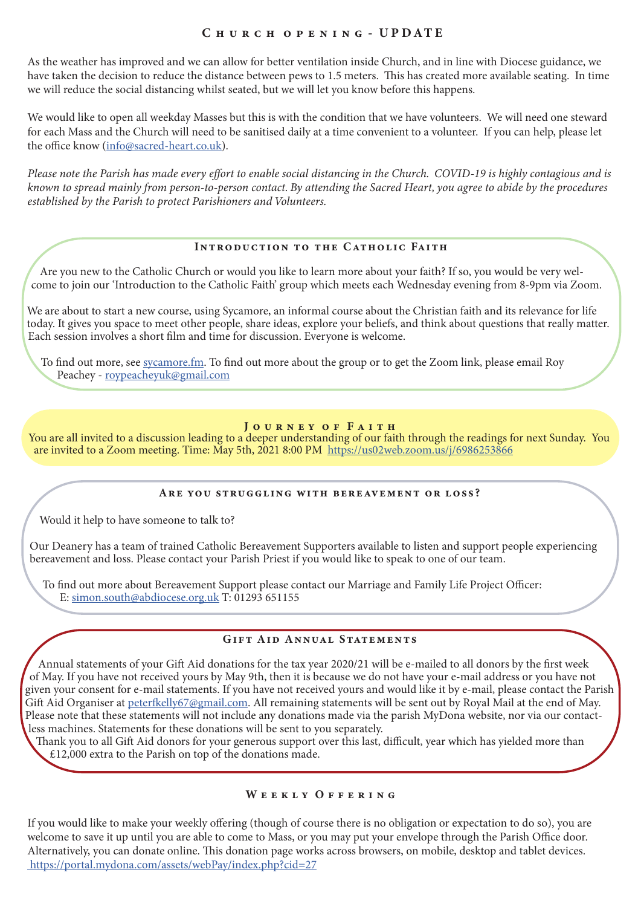## Church opening - UPDATE

As the weather has improved and we can allow for better ventilation inside Church, and in line with Diocese guidance, we have taken the decision to reduce the distance between pews to 1.5 meters. This has created more available seating. In time we will reduce the social distancing whilst seated, but we will let you know before this happens.

We would like to open all weekday Masses but this is with the condition that we have volunteers. We will need one steward for each Mass and the Church will need to be sanitised daily at a time convenient to a volunteer. If you can help, please let the office know (info@sacred-heart.co.uk).

*Please note the Parish has made every effort to enable social distancing in the Church. COVID-19 is highly contagious and is known to spread mainly from person-to-person contact. By attending the Sacred Heart, you agree to abide by the procedures established by the Parish to protect Parishioners and Volunteers.*

## Introduction to the Catholic Faith

Are you new to the Catholic Church or would you like to learn more about your faith? If so, you would be very welcome to join our 'Introduction to the Catholic Faith' group which meets each Wednesday evening from 8-9pm via Zoom.

We are about to start a new course, using Sycamore, an informal course about the Christian faith and its relevance for life today. It gives you space to meet other people, share ideas, explore your beliefs, and think about questions that really matter. Each session involves a short film and time for discussion. Everyone is welcome.

To find out more, see sycamore.fm. To find out more about the group or to get the Zoom link, please email Roy Peachey - roypeacheyuk@gmail.com

## Journey of Faith

You are all invited to a discussion leading to a deeper understanding of our faith through the readings for next Sunday. You are invited to a Zoom meeting. Time: May 5th, 2021 8:00 PM https://us02web.zoom.us/j/6986253866

## Are you struggling with bereavement or loss?

Would it help to have someone to talk to?

Our Deanery has a team of trained Catholic Bereavement Supporters available to listen and support people experiencing bereavement and loss. Please contact your Parish Priest if you would like to speak to one of our team.

To find out more about Bereavement Support please contact our Marriage and Family Life Project Officer: E: simon.south@abdiocese.org.uk T: 01293 651155

## Gift Aid Annual Statements

Annual statements of your Gift Aid donations for the tax year 2020/21 will be e-mailed to all donors by the first week of May. If you have not received yours by May 9th, then it is because we do not have your e-mail address or you have not given your consent for e-mail statements. If you have not received yours and would like it by e-mail, please contact the Parish Gift Aid Organiser at peterfkelly67@gmail.com. All remaining statements will be sent out by Royal Mail at the end of May. Please note that these statements will not include any donations made via the parish MyDona website, nor via our contactless machines. Statements for these donations will be sent to you separately.

Thank you to all Gift Aid donors for your generous support over this last, difficult, year which has yielded more than £12,000 extra to the Parish on top of the donations made.

## Weekly Offering

If you would like to make your weekly offering (though of course there is no obligation or expectation to do so), you are welcome to save it up until you are able to come to Mass, or you may put your envelope through the Parish Office door. Alternatively, you can donate online. This donation page works across browsers, on mobile, desktop and tablet devices. https://portal.mydona.com/assets/webPay/index.php?cid=27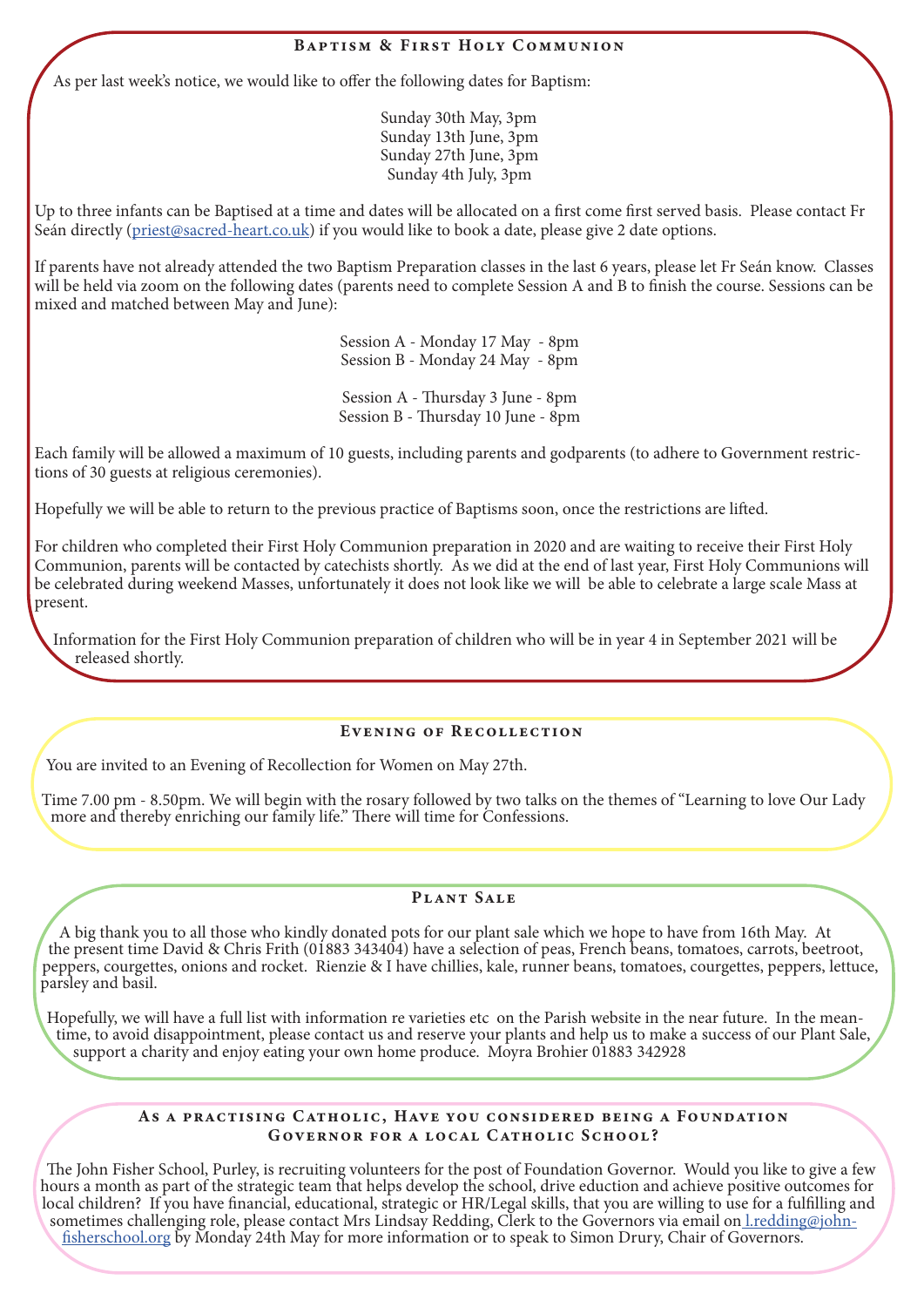## Baptism & First Holy Communion

As per last week's notice, we would like to offer the following dates for Baptism:

Sunday 30th May, 3pm
Sunday 13th June, 3pm
Sunday 27th June, 3pm
Sunday 4th July, 3pm

Up to three infants can be Baptised at a time and dates will be allocated on a first come first served basis. Please contact Fr Seán directly (priest@sacred-heart.co.uk) if you would like to book a date, please give 2 date options.

If parents have not already attended the two Baptism Preparation classes in the last 6 years, please let Fr Seán know. Classes will be held via zoom on the following dates (parents need to complete Session A and B to finish the course. Sessions can be mixed and matched between May and June):

Session A - Monday 17 May - 8pm
Session B - Monday 24 May - 8pm

Session A - Thursday 3 June - 8pm
Session B - Thursday 10 June - 8pm

Each family will be allowed a maximum of 10 guests, including parents and godparents (to adhere to Government restrictions of 30 guests at religious ceremonies).

Hopefully we will be able to return to the previous practice of Baptisms soon, once the restrictions are lifted.

For children who completed their First Holy Communion preparation in 2020 and are waiting to receive their First Holy Communion, parents will be contacted by catechists shortly. As we did at the end of last year, First Holy Communions will be celebrated during weekend Masses, unfortunately it does not look like we will be able to celebrate a large scale Mass at present.

Information for the First Holy Communion preparation of children who will be in year 4 in September 2021 will be released shortly.

## Evening of Recollection

You are invited to an Evening of Recollection for Women on May 27th.

Time 7.00 pm - 8.50pm. We will begin with the rosary followed by two talks on the themes of "Learning to love Our Lady more and thereby enriching our family life." There will time for Confessions.

## Plant Sale

A big thank you to all those who kindly donated pots for our plant sale which we hope to have from 16th May. At the present time David & Chris Frith (01883 343404) have a selection of peas, French beans, tomatoes, carrots, beetroot, peppers, courgettes, onions and rocket. Rienzie & I have chillies, kale, runner beans, tomatoes, courgettes, peppers, lettuce, parsley and basil.

Hopefully, we will have a full list with information re varieties etc on the Parish website in the near future. In the meantime, to avoid disappointment, please contact us and reserve your plants and help us to make a success of our Plant Sale, support a charity and enjoy eating your own home produce. Moyra Brohier 01883 342928

## As a practising Catholic, Have you considered being a Foundation Governor for a local Catholic School?

The John Fisher School, Purley, is recruiting volunteers for the post of Foundation Governor. Would you like to give a few hours a month as part of the strategic team that helps develop the school, drive eduction and achieve positive outcomes for local children? If you have financial, educational, strategic or HR/Legal skills, that you are willing to use for a fulfilling and sometimes challenging role, please contact Mrs Lindsay Redding, Clerk to the Governors via email on l.redding@john-fisherschool.org by Monday 24th May for more information or to speak to Simon Drury, Chair of Governors.